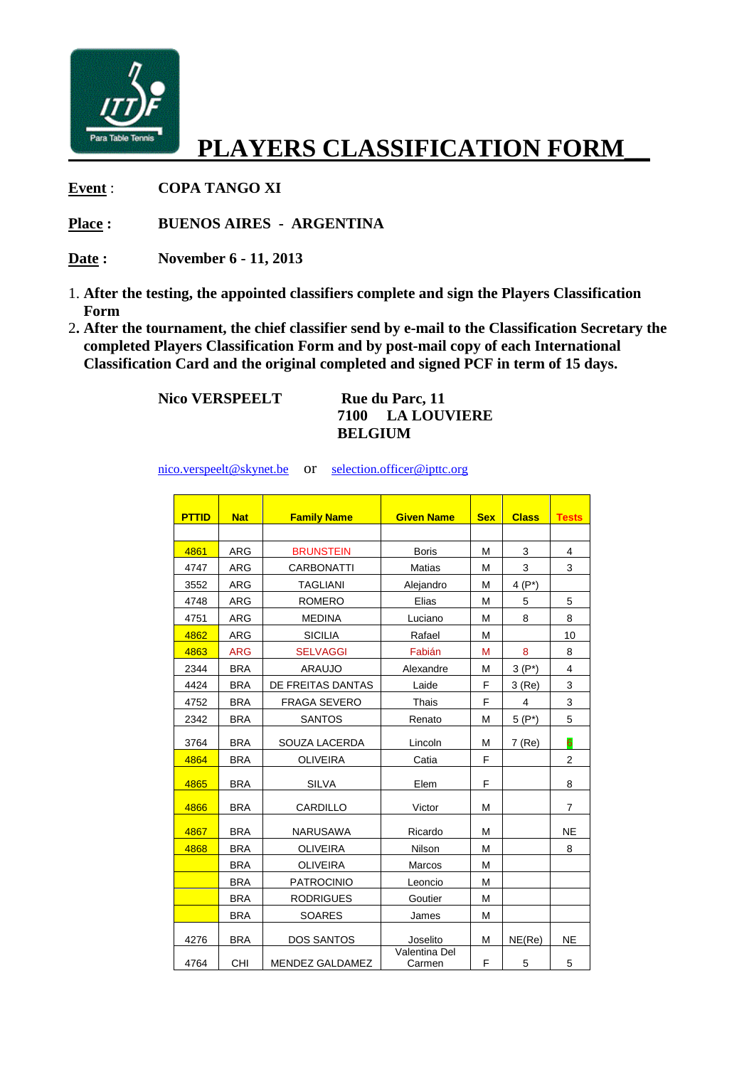# PLAYERS CLASSIFICATION FORM

**Event** : **COPA TANGO XI**

**Place :** **BUENOS AIRES - ARGENTINA**

**Date :** **November 6 - 11, 2013**

1. **After the testing, the appointed classifiers complete and sign the Players Classification Form**
2. **After the tournament, the chief classifier send by e-mail to the Classification Secretary the completed Players Classification Form and by post-mail copy of each International Classification Card and the original completed and signed PCF in term of 15 days.**

**Nico VERSPEELT**

**Rue du Parc, 11**
**7100 LA LOUVIERE**
**BELGIUM**

nico.verspeelt@skynet.be or selection.officer@ipttc.org

| PTTID | Nat | Family Name | Given Name | Sex | Class | Tests |
|---|---|---|---|---|---|---|
| | | | | | | |
| 4861 | ARG | BRUNSTEIN | Boris | M | 3 | 4 |
| 4747 | ARG | CARBONATTI | Matias | M | 3 | 3 |
| 3552 | ARG | TAGLIANI | Alejandro | M | 4 (P*) | |
| 4748 | ARG | ROMERO | Elias | M | 5 | 5 |
| 4751 | ARG | MEDINA | Luciano | M | 8 | 8 |
| 4862 | ARG | SICILIA | Rafael | M | | 10 |
| 4863 | ARG | SELVAGGI | Fabián | M | 8 | 8 |
| 2344 | BRA | ARAUJO | Alexandre | M | 3 (P*) | 4 |
| 4424 | BRA | DE FREITAS DANTAS | Laide | F | 3 (Re) | 3 |
| 4752 | BRA | FRAGA SEVERO | Thais | F | 4 | 3 |
| 2342 | BRA | SANTOS | Renato | M | 5 (P*) | 5 |
| 3764 | BRA | SOUZA LACERDA | Lincoln | M | 7 (Re) | 6 |
| 4864 | BRA | OLIVEIRA | Catia | F | | 2 |
| 4865 | BRA | SILVA | Elem | F | | 8 |
| 4866 | BRA | CARDILLO | Victor | M | | 7 |
| 4867 | BRA | NARUSAWA | Ricardo | M | | NE |
| 4868 | BRA | OLIVEIRA | Nilson | M | | 8 |
| | BRA | OLIVEIRA | Marcos | M | | |
| | BRA | PATROCINIO | Leoncio | M | | |
| | BRA | RODRIGUES | Goutier | M | | |
| | BRA | SOARES | James | M | | |
| 4276 | BRA | DOS SANTOS | Joselito | M | NE(Re) | NE |
| 4764 | CHI | MENDEZ GALDAMEZ | Valentina Del Carmen | F | 5 | 5 |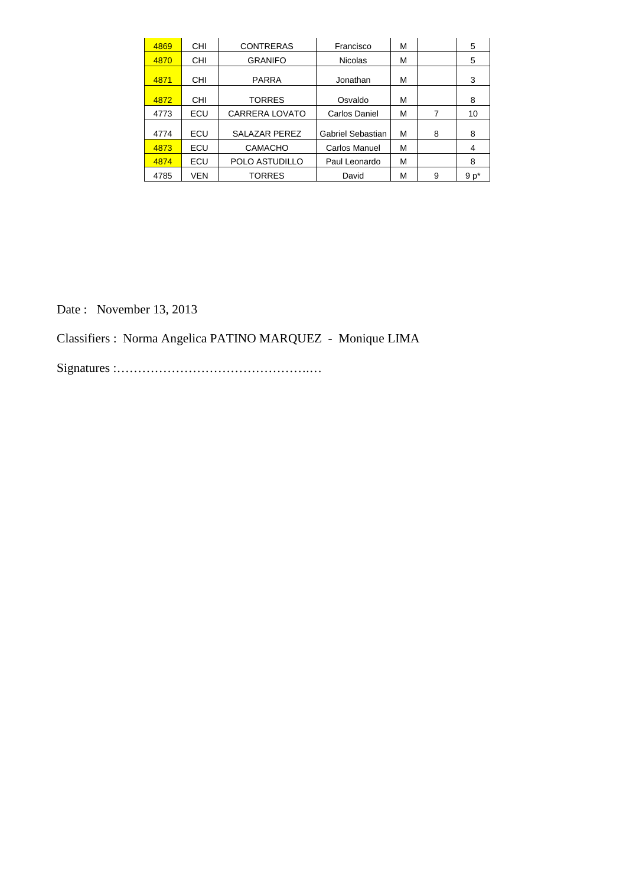| | | | | | | |
|---|---|---|---|---|---|---|
| 4869 | CHI | CONTRERAS | Francisco | M | | 5 |
| 4870 | CHI | GRANIFO | Nicolas | M | | 5 |
| 4871 | CHI | PARRA | Jonathan | M | | 3 |
| 4872 | CHI | TORRES | Osvaldo | M | | 8 |
| 4773 | ECU | CARRERA LOVATO | Carlos Daniel | M | 7 | 10 |
| 4774 | ECU | SALAZAR PEREZ | Gabriel Sebastian | M | 8 | 8 |
| 4873 | ECU | CAMACHO | Carlos Manuel | M | | 4 |
| 4874 | ECU | POLO ASTUDILLO | Paul Leonardo | M | | 8 |
| 4785 | VEN | TORRES | David | M | 9 | 9 p* |

Date : November 13, 2013

Classifiers : Norma Angelica PATINO MARQUEZ - Monique LIMA

Signatures :…………………………………….…